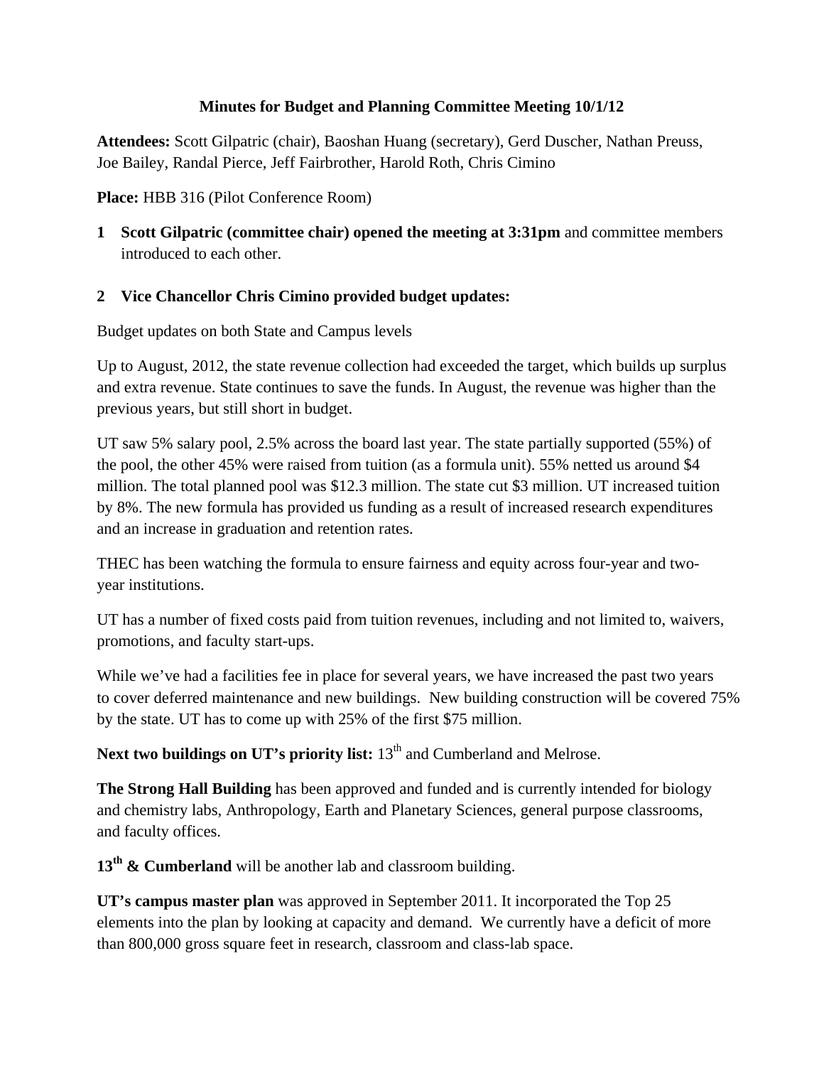# Minutes for Budget and Planning Committee Meeting 10/1/12

**Attendees:** Scott Gilpatric (chair), Baoshan Huang (secretary), Gerd Duscher, Nathan Preuss, Joe Bailey, Randal Pierce, Jeff Fairbrother, Harold Roth, Chris Cimino

**Place:** HBB 316 (Pilot Conference Room)

1. **Scott Gilpatric (committee chair) opened the meeting at 3:31pm** and committee members introduced to each other.

2. **Vice Chancellor Chris Cimino provided budget updates:**

Budget updates on both State and Campus levels

Up to August, 2012, the state revenue collection had exceeded the target, which builds up surplus and extra revenue. State continues to save the funds. In August, the revenue was higher than the previous years, but still short in budget.

UT saw 5% salary pool, 2.5% across the board last year. The state partially supported (55%) of the pool, the other 45% were raised from tuition (as a formula unit). 55% netted us around $4 million. The total planned pool was $12.3 million. The state cut $3 million. UT increased tuition by 8%. The new formula has provided us funding as a result of increased research expenditures and an increase in graduation and retention rates.

THEC has been watching the formula to ensure fairness and equity across four-year and two-year institutions.

UT has a number of fixed costs paid from tuition revenues, including and not limited to, waivers, promotions, and faculty start-ups.

While we've had a facilities fee in place for several years, we have increased the past two years to cover deferred maintenance and new buildings. New building construction will be covered 75% by the state. UT has to come up with 25% of the first $75 million.

**Next two buildings on UT's priority list:** 13th and Cumberland and Melrose.

**The Strong Hall Building** has been approved and funded and is currently intended for biology and chemistry labs, Anthropology, Earth and Planetary Sciences, general purpose classrooms, and faculty offices.

**13th & Cumberland** will be another lab and classroom building.

**UT's campus master plan** was approved in September 2011. It incorporated the Top 25 elements into the plan by looking at capacity and demand. We currently have a deficit of more than 800,000 gross square feet in research, classroom and class-lab space.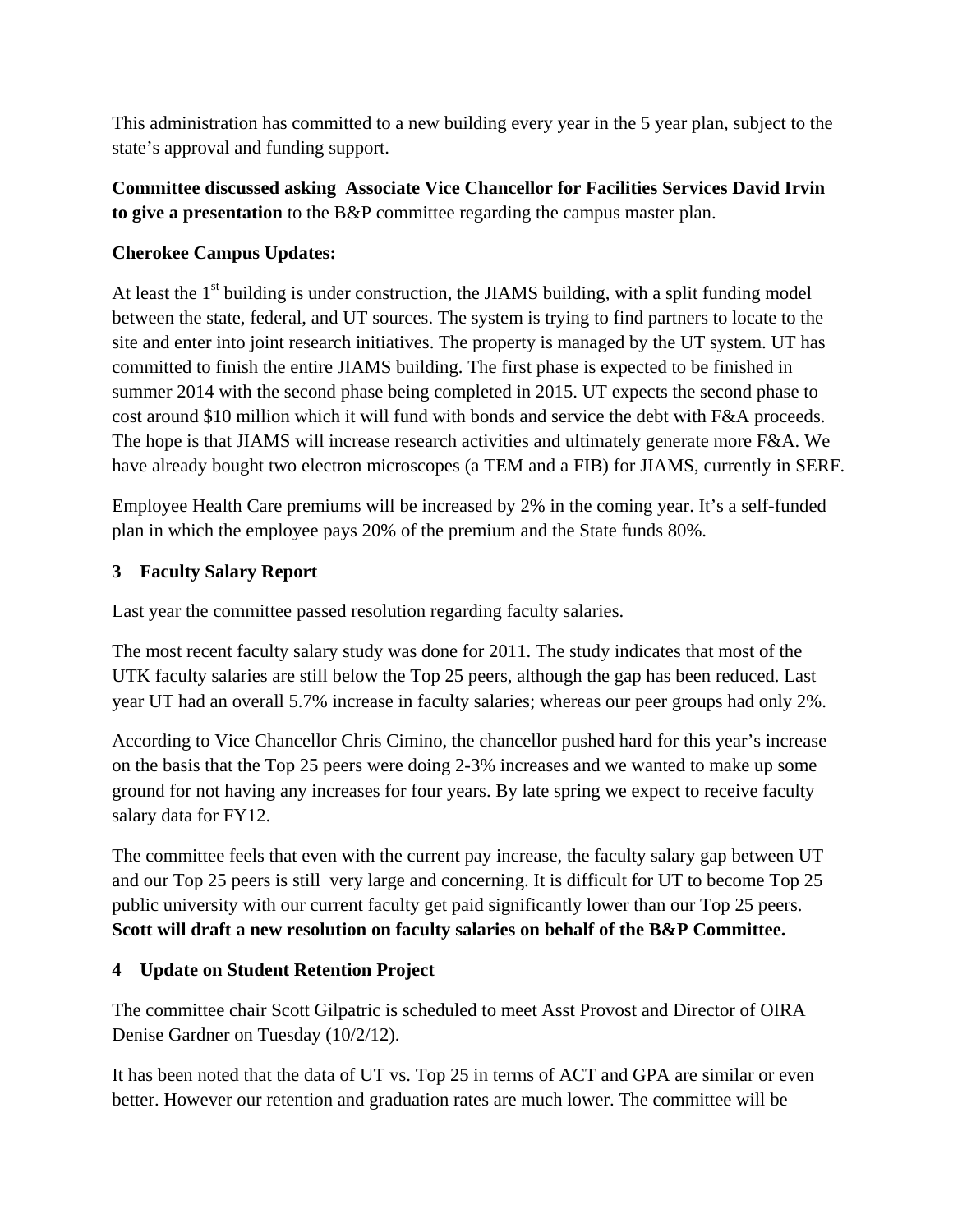This administration has committed to a new building every year in the 5 year plan, subject to the state's approval and funding support.

**Committee discussed asking Associate Vice Chancellor for Facilities Services David Irvin to give a presentation** to the B&P committee regarding the campus master plan.

**Cherokee Campus Updates:**

At least the 1st building is under construction, the JIAMS building, with a split funding model between the state, federal, and UT sources. The system is trying to find partners to locate to the site and enter into joint research initiatives. The property is managed by the UT system. UT has committed to finish the entire JIAMS building. The first phase is expected to be finished in summer 2014 with the second phase being completed in 2015. UT expects the second phase to cost around $10 million which it will fund with bonds and service the debt with F&A proceeds. The hope is that JIAMS will increase research activities and ultimately generate more F&A. We have already bought two electron microscopes (a TEM and a FIB) for JIAMS, currently in SERF.

Employee Health Care premiums will be increased by 2% in the coming year. It's a self-funded plan in which the employee pays 20% of the premium and the State funds 80%.

## 3 Faculty Salary Report

Last year the committee passed resolution regarding faculty salaries.

The most recent faculty salary study was done for 2011. The study indicates that most of the UTK faculty salaries are still below the Top 25 peers, although the gap has been reduced. Last year UT had an overall 5.7% increase in faculty salaries; whereas our peer groups had only 2%.

According to Vice Chancellor Chris Cimino, the chancellor pushed hard for this year's increase on the basis that the Top 25 peers were doing 2-3% increases and we wanted to make up some ground for not having any increases for four years. By late spring we expect to receive faculty salary data for FY12.

The committee feels that even with the current pay increase, the faculty salary gap between UT and our Top 25 peers is still very large and concerning. It is difficult for UT to become Top 25 public university with our current faculty get paid significantly lower than our Top 25 peers. **Scott will draft a new resolution on faculty salaries on behalf of the B&P Committee.**

## 4 Update on Student Retention Project

The committee chair Scott Gilpatric is scheduled to meet Asst Provost and Director of OIRA Denise Gardner on Tuesday (10/2/12).

It has been noted that the data of UT vs. Top 25 in terms of ACT and GPA are similar or even better. However our retention and graduation rates are much lower. The committee will be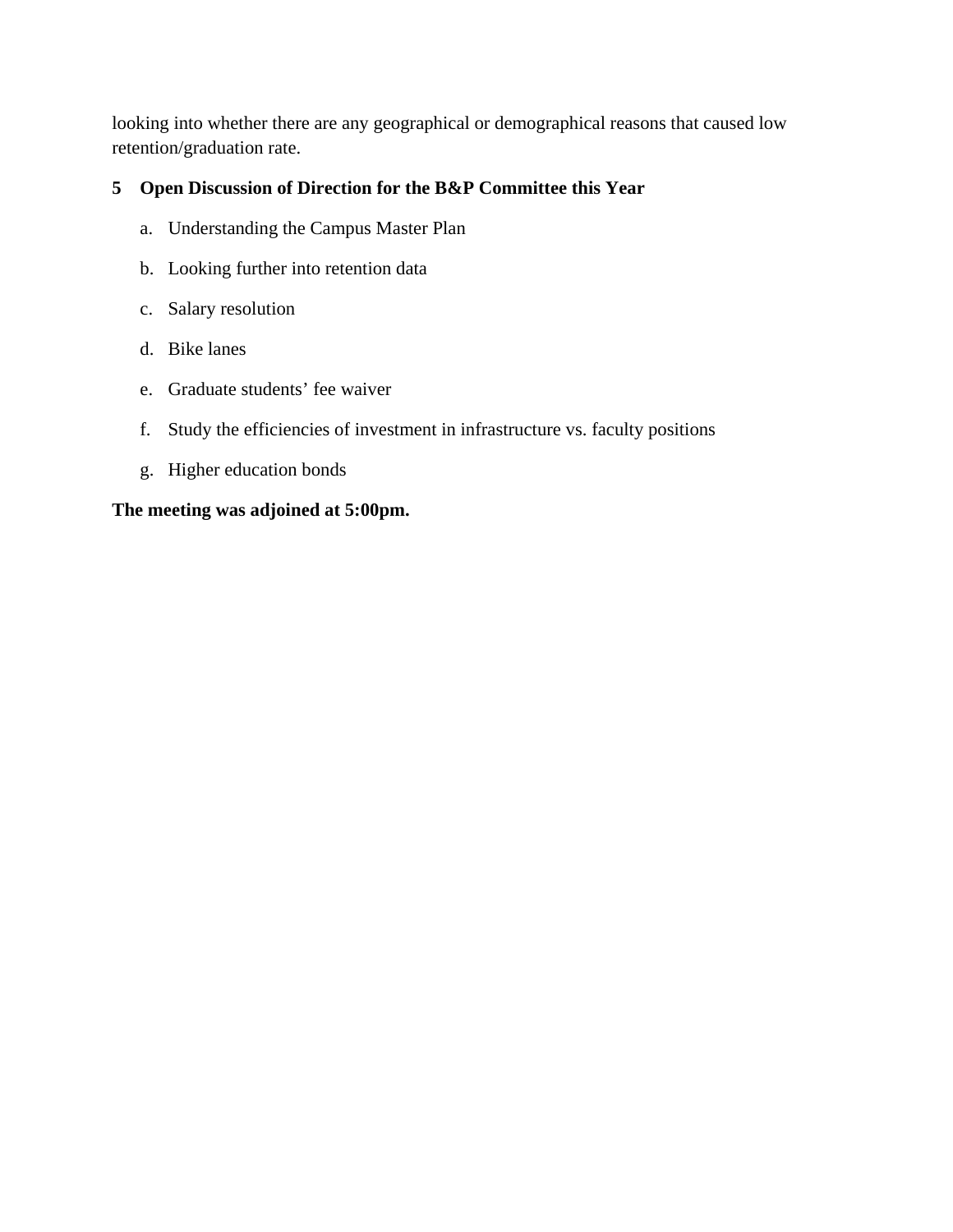looking into whether there are any geographical or demographical reasons that caused low retention/graduation rate.

**5 Open Discussion of Direction for the B&P Committee this Year**

a. Understanding the Campus Master Plan

b. Looking further into retention data

c. Salary resolution

d. Bike lanes

e. Graduate students' fee waiver

f. Study the efficiencies of investment in infrastructure vs. faculty positions

g. Higher education bonds

**The meeting was adjoined at 5:00pm.**